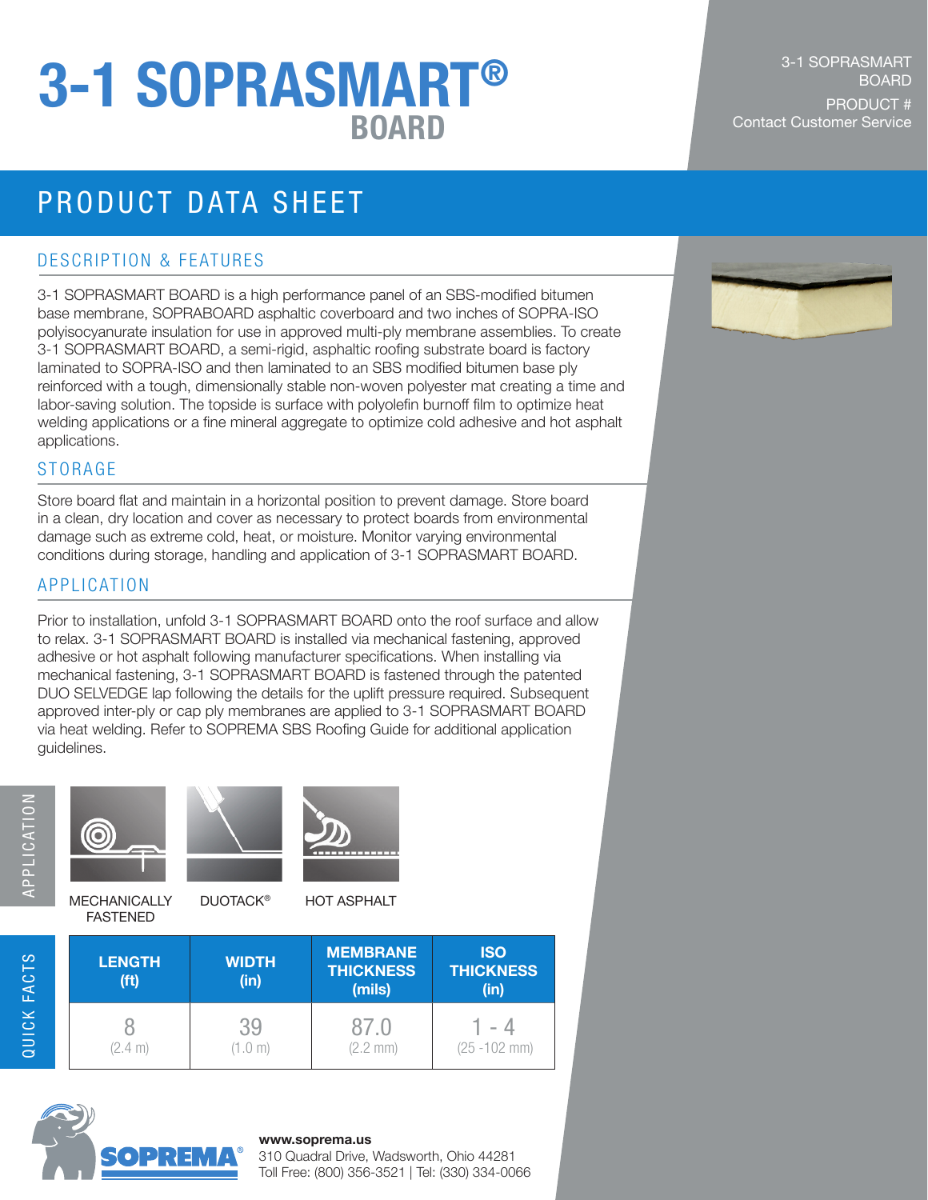# 3-1 SOPRASMART® BOARD

3-1 SOPRASMART BOARD

PRODUCT #
Contact Customer Service

## PRODUCT DATA SHEET

### DESCRIPTION & FEATURES

3-1 SOPRASMART BOARD is a high performance panel of an SBS-modified bitumen base membrane, SOPRABOARD asphaltic coverboard and two inches of SOPRA-ISO polyisocyanurate insulation for use in approved multi-ply membrane assemblies. To create 3-1 SOPRASMART BOARD, a semi-rigid, asphaltic roofing substrate board is factory laminated to SOPRA-ISO and then laminated to an SBS modified bitumen base ply reinforced with a tough, dimensionally stable non-woven polyester mat creating a time and labor-saving solution. The topside is surface with polyolefin burnoff film to optimize heat welding applications or a fine mineral aggregate to optimize cold adhesive and hot asphalt applications.

### STORAGE

Store board flat and maintain in a horizontal position to prevent damage. Store board in a clean, dry location and cover as necessary to protect boards from environmental damage such as extreme cold, heat, or moisture. Monitor varying environmental conditions during storage, handling and application of 3-1 SOPRASMART BOARD.

### APPLICATION

Prior to installation, unfold 3-1 SOPRASMART BOARD onto the roof surface and allow to relax. 3-1 SOPRASMART BOARD is installed via mechanical fastening, approved adhesive or hot asphalt following manufacturer specifications. When installing via mechanical fastening, 3-1 SOPRASMART BOARD is fastened through the patented DUO SELVEDGE lap following the details for the uplift pressure required. Subsequent approved inter-ply or cap ply membranes are applied to 3-1 SOPRASMART BOARD via heat welding. Refer to SOPREMA SBS Roofing Guide for additional application guidelines.

**APPLICATION**

MECHANICALLY FASTENED | DUOTACK® | HOT ASPHALT

**QUICK FACTS**

| LENGTH (ft) | WIDTH (in) | MEMBRANE THICKNESS (mils) | ISO THICKNESS (in) |
|---|---|---|---|
| 8 (2.4 m) | 39 (1.0 m) | 87.0 (2.2 mm) | 1 - 4 (25 -102 mm) |

**www.soprema.us**
310 Quadral Drive, Wadsworth, Ohio 44281
Toll Free: (800) 356-3521 | Tel: (330) 334-0066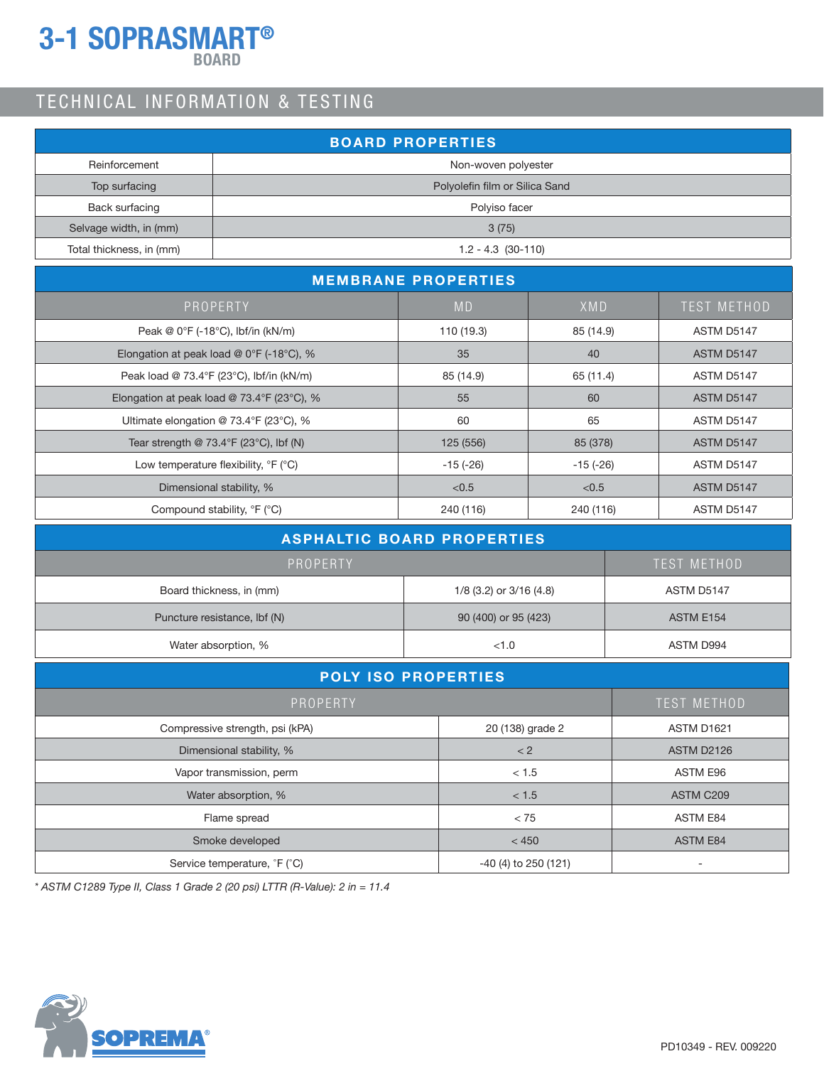# 3-1 SOPRASMART®
## BOARD

## TECHNICAL INFORMATION & TESTING

| BOARD PROPERTIES | |
|---|---|
| Reinforcement | Non-woven polyester |
| Top surfacing | Polyolefin film or Silica Sand |
| Back surfacing | Polyiso facer |
| Selvage width, in (mm) | 3 (75) |
| Total thickness, in (mm) | 1.2 - 4.3 (30-110) |

### MEMBRANE PROPERTIES

| PROPERTY | MD | XMD | TEST METHOD |
|---|---|---|---|
| Peak @ 0°F (-18°C), lbf/in (kN/m) | 110 (19.3) | 85 (14.9) | ASTM D5147 |
| Elongation at peak load @ 0°F (-18°C), % | 35 | 40 | ASTM D5147 |
| Peak load @ 73.4°F (23°C), lbf/in (kN/m) | 85 (14.9) | 65 (11.4) | ASTM D5147 |
| Elongation at peak load @ 73.4°F (23°C), % | 55 | 60 | ASTM D5147 |
| Ultimate elongation @ 73.4°F (23°C), % | 60 | 65 | ASTM D5147 |
| Tear strength @ 73.4°F (23°C), lbf (N) | 125 (556) | 85 (378) | ASTM D5147 |
| Low temperature flexibility, °F (°C) | -15 (-26) | -15 (-26) | ASTM D5147 |
| Dimensional stability, % | <0.5 | <0.5 | ASTM D5147 |
| Compound stability, °F (°C) | 240 (116) | 240 (116) | ASTM D5147 |

### ASPHALTIC BOARD PROPERTIES

| PROPERTY | | TEST METHOD |
|---|---|---|
| Board thickness, in (mm) | 1/8 (3.2) or 3/16 (4.8) | ASTM D5147 |
| Puncture resistance, lbf (N) | 90 (400) or 95 (423) | ASTM E154 |
| Water absorption, % | <1.0 | ASTM D994 |

### POLY ISO PROPERTIES

| PROPERTY | | TEST METHOD |
|---|---|---|
| Compressive strength, psi (kPA) | 20 (138) grade 2 | ASTM D1621 |
| Dimensional stability, % | < 2 | ASTM D2126 |
| Vapor transmission, perm | < 1.5 | ASTM E96 |
| Water absorption, % | < 1.5 | ASTM C209 |
| Flame spread | < 75 | ASTM E84 |
| Smoke developed | < 450 | ASTM E84 |
| Service temperature, ˚F (˚C) | -40 (4) to 250 (121) | - |

*\* ASTM C1289 Type II, Class 1 Grade 2 (20 psi) LTTR (R-Value): 2 in = 11.4*

SOPREMA®

PD10349 - REV. 009220